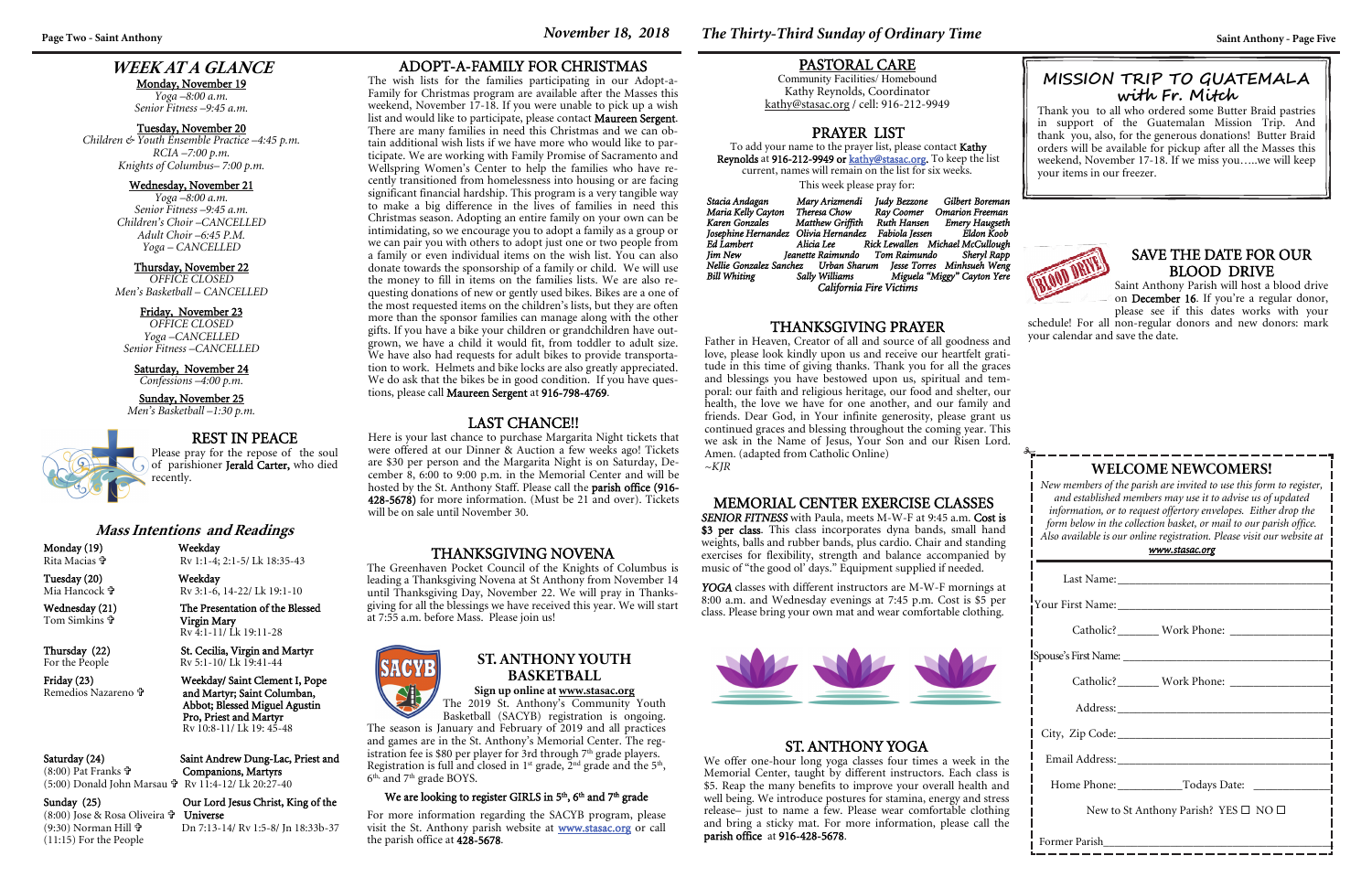## WEEK AT A GLANCE

**Monday, November 19**
*Yoga –8:00 a.m.*
*Senior Fitness –9:45 a.m.*

**Tuesday, November 20**
*Children & Youth Ensemble Practice –4:45 p.m.*
*RCIA –7:00 p.m.*
*Knights of Columbus– 7:00 p.m.*

**Wednesday, November 21**
*Yoga –8:00 a.m.*
*Senior Fitness –9:45 a.m.*
*Children's Choir –CANCELLED*
*Adult Choir –6:45 P.M.*
*Yoga – CANCELLED*

**Thursday, November 22**
*OFFICE CLOSED*
*Men's Basketball – CANCELLED*

**Friday, November 23**
*OFFICE CLOSED*
*Yoga –CANCELLED*
*Senior Fitness –CANCELLED*

**Saturday, November 24**
*Confessions –4:00 p.m.*

**Sunday, November 25**
*Men's Basketball –1:30 p.m.*

## REST IN PEACE

Please pray for the repose of the soul of parishioner **Jerald Carter,** who died recently.

## Mass Intentions and Readings

**Monday (19)** Rita Macias ✝ — **Weekday** Rv 1:1-4; 2:1-5/ Lk 18:35-43

**Tuesday (20)** Mia Hancock ✝ — **Weekday** Rv 3:1-6, 14-22/ Lk 19:1-10

**Wednesday (21)** Tom Simkins ✝ — **The Presentation of the Blessed Virgin Mary** Rv 4:1-11/ Lk 19:11-28

**Thursday (22)** For the People — **St. Cecilia, Virgin and Martyr** Rv 5:1-10/ Lk 19:41-44

**Friday (23)** Remedios Nazareno ✝ — **Weekday/ Saint Clement I, Pope and Martyr; Saint Columban, Abbot; Blessed Miguel Agustin Pro, Priest and Martyr** Rv 10:8-11/ Lk 19: 45-48

**Saturday (24)** (8:00) Pat Franks ✝ (5:00) Donald John Marsau ✝ — **Saint Andrew Dung-Lac, Priest and Companions, Martyrs** Rv 11:4-12/ Lk 20:27-40

**Sunday (25)** (8:00) Jose & Rosa Oliveira ✝ (9:30) Norman Hill ✝ (11:15) For the People — **Our Lord Jesus Christ, King of the Universe** Dn 7:13-14/ Rv 1:5-8/ Jn 18:33b-37

## ADOPT-A-FAMILY FOR CHRISTMAS

The wish lists for the families participating in our Adopt-a-Family for Christmas program are available after the Masses this weekend, November 17-18. If you were unable to pick up a wish list and would like to participate, please contact **Maureen Sergent**. There are many families in need this Christmas and we can obtain additional wish lists if we have more who would like to participate. We are working with Family Promise of Sacramento and Wellspring Women's Center to help the families who have recently transitioned from homelessness into housing or are facing significant financial hardship. This program is a very tangible way to make a big difference in the lives of families in need this Christmas season. Adopting an entire family on your own can be intimidating, so we encourage you to adopt a family as a group or we can pair you with others to adopt just one or two people from a family or even individual items on the wish list. You can also donate towards the sponsorship of a family or child. We will use the money to fill in items on the families lists. We are also requesting donations of new or gently used bikes. Bikes are a one of the most requested items on the children's lists, but they are often more than the sponsor families can manage along with the other gifts. If you have a bike your children or grandchildren have outgrown, we have a child it would fit, from toddler to adult size. We have also had requests for adult bikes to provide transportation to work. Helmets and bike locks are also greatly appreciated. We do ask that the bikes be in good condition. If you have questions, please call **Maureen Sergent** at **916-798-4769**.

## LAST CHANCE!!

Here is your last chance to purchase Margarita Night tickets that were offered at our Dinner & Auction a few weeks ago! Tickets are $30 per person and the Margarita Night is on Saturday, December 8, 6:00 to 9:00 p.m. in the Memorial Center and will be hosted by the St. Anthony Staff. Please call the **parish office (916-428-5678)** for more information. (Must be 21 and over). Tickets will be on sale until November 30.

## THANKSGIVING NOVENA

The Greenhaven Pocket Council of the Knights of Columbus is leading a Thanksgiving Novena at St Anthony from November 14 until Thanksgiving Day, November 22. We will pray in Thanksgiving for all the blessings we have received this year. We will start at 7:55 a.m. before Mass. Please join us!

## ST. ANTHONY YOUTH BASKETBALL

**Sign up online at www.stasac.org**

The 2019 St. Anthony's Community Youth Basketball (SACYB) registration is ongoing. The season is January and February of 2019 and all practices and games are in the St. Anthony's Memorial Center. The registration fee is $80 per player for 3rd through 7th grade players. Registration is full and closed in 1st grade, 2nd grade and the 5th, 6th, and 7th grade BOYS.

**We are looking to register GIRLS in 5th, 6th and 7th grade**

For more information regarding the SACYB program, please visit the St. Anthony parish website at www.stasac.org or call the parish office at **428-5678**.

## PASTORAL CARE

Community Facilities/ Homebound
Kathy Reynolds, Coordinator
kathy@stasac.org / cell: 916-212-9949

## PRAYER LIST

To add your name to the prayer list, please contact **Kathy Reynolds** at **916-212-9949 or kathy@stasac.org.** To keep the list current, names will remain on the list for six weeks.

This week please pray for:

*Stacia Andagan, Mary Arizmendi, Judy Bezzone, Gilbert Boreman, Maria Kelly Cayton, Theresa Chow, Ray Coomer, Omarion Freeman, Karen Gonzales, Matthew Griffith, Ruth Hansen, Emery Haugseth, Josephine Hernandez, Olivia Hernandez, Fabiola Jessen, Eldon Koob, Ed Lambert, Alicia Lee, Rick Lewallen, Michael McCullough, Jim New, Jeanette Raimundo, Tom Raimundo, Sheryl Rapp, Nellie Gonzalez Sanchez, Urban Sharum, Jesse Torres, Minhsueh Weng, Bill Whiting, Sally Williams, Miguela "Miggy" Cayton Yere, California Fire Victims*

## THANKSGIVING PRAYER

Father in Heaven, Creator of all and source of all goodness and love, please look kindly upon us and receive our heartfelt gratitude in this time of giving thanks. Thank you for all the graces and blessings you have bestowed upon us, spiritual and temporal: our faith and religious heritage, our food and shelter, our health, the love we have for one another, and our family and friends. Dear God, in Your infinite generosity, please grant us continued graces and blessing throughout the coming year. This we ask in the Name of Jesus, Your Son and our Risen Lord. Amen. (adapted from Catholic Online)
*~KJR*

## MEMORIAL CENTER EXERCISE CLASSES

***SENIOR FITNESS*** with Paula, meets M-W-F at 9:45 a.m. **Cost is $3 per class**. This class incorporates dyna bands, small hand weights, balls and rubber bands, plus cardio. Chair and standing exercises for flexibility, strength and balance accompanied by music of "the good ol' days." Equipment supplied if needed.

***YOGA*** classes with different instructors are M-W-F mornings at 8:00 a.m. and Wednesday evenings at 7:45 p.m. Cost is $5 per class. Please bring your own mat and wear comfortable clothing.

## ST. ANTHONY YOGA

We offer one-hour long yoga classes four times a week in the Memorial Center, taught by different instructors. Each class is $5. Reap the many benefits to improve your overall health and well being. We introduce postures for stamina, energy and stress release– just to name a few. Please wear comfortable clothing and bring a sticky mat. For more information, please call the **parish office** at **916-428-5678**.

## MISSION TRIP TO GUATEMALA with Fr. Mitch

Thank you to all who ordered some Butter Braid pastries in support of the Guatemalan Mission Trip. And thank you, also, for the generous donations! Butter Braid orders will be available for pickup after all the Masses this weekend, November 17-18. If we miss you…..we will keep your items in our freezer.

## SAVE THE DATE FOR OUR BLOOD DRIVE

Saint Anthony Parish will host a blood drive on **December 16**. If you're a regular donor, please see if this dates works with your schedule! For all non-regular donors and new donors: mark your calendar and save the date.

## WELCOME NEWCOMERS!

*New members of the parish are invited to use this form to register, and established members may use it to advise us of updated information, or to request offertory envelopes. Either drop the form below in the collection basket, or mail to our parish office. Also available is our online registration. Please visit our website at* ***www.stasac.org***

Last Name:\_\_\_\_\_\_\_\_\_\_\_\_\_\_\_\_\_\_\_\_\_\_\_\_\_\_

Your First Name:\_\_\_\_\_\_\_\_\_\_\_\_\_\_\_\_\_\_\_\_\_\_\_\_\_\_

Catholic?\_\_\_\_\_\_\_ Work Phone: \_\_\_\_\_\_\_\_\_\_\_\_\_\_\_\_

Spouse's First Name: \_\_\_\_\_\_\_\_\_\_\_\_\_\_\_\_\_\_\_\_\_\_\_\_\_\_

Catholic?\_\_\_\_\_\_\_ Work Phone: \_\_\_\_\_\_\_\_\_\_\_\_\_\_\_\_

Address:\_\_\_\_\_\_\_\_\_\_\_\_\_\_\_\_\_\_\_\_\_\_\_\_\_\_

City, Zip Code:\_\_\_\_\_\_\_\_\_\_\_\_\_\_\_\_\_\_\_\_\_\_\_\_\_\_

Email Address:\_\_\_\_\_\_\_\_\_\_\_\_\_\_\_\_\_\_\_\_\_\_\_\_\_\_

Home Phone:\_\_\_\_\_\_\_\_\_\_\_Todays Date: \_\_\_\_\_\_\_\_\_\_\_\_

New to St Anthony Parish? YES ☐ NO ☐

Former Parish\_\_\_\_\_\_\_\_\_\_\_\_\_\_\_\_\_\_\_\_\_\_\_\_\_\_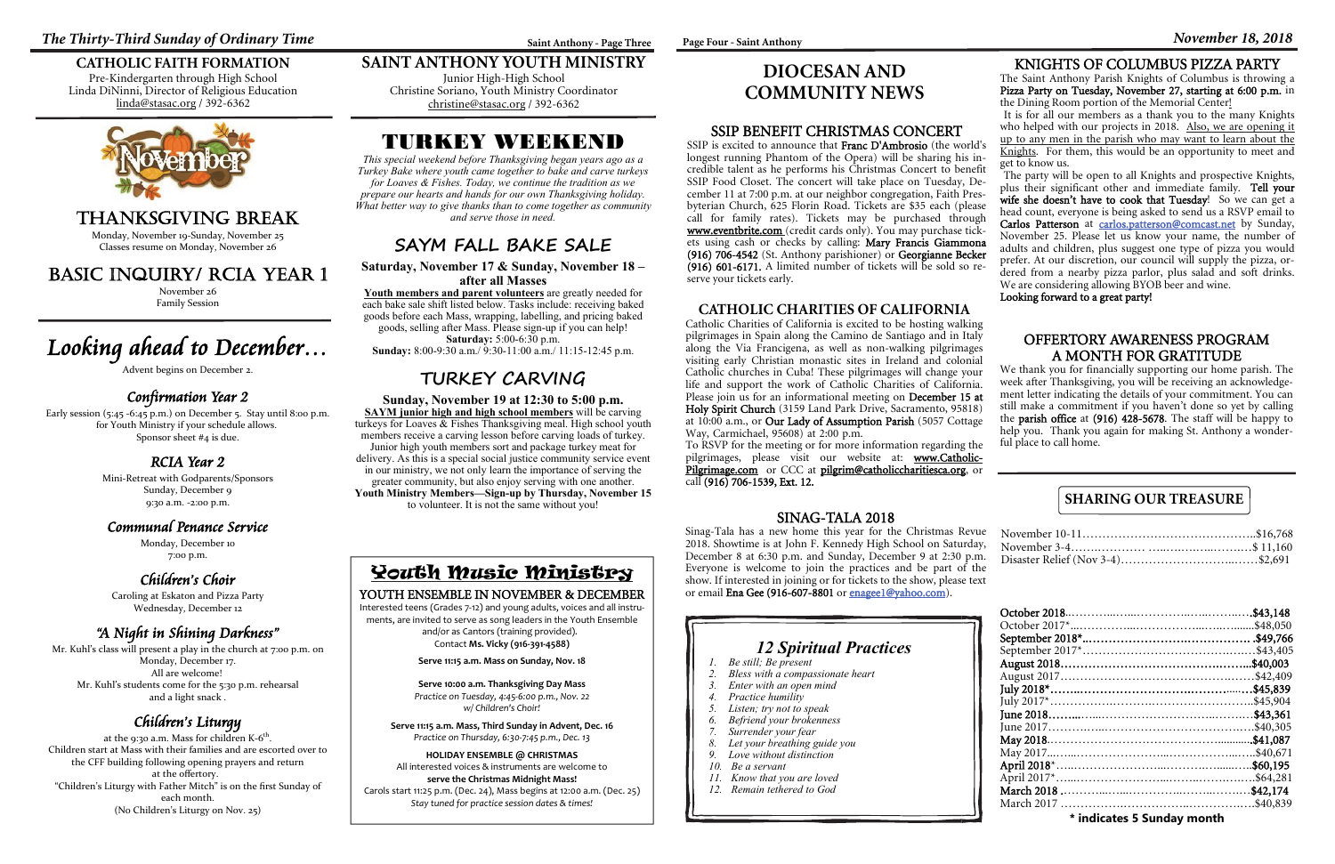## CATHOLIC FAITH FORMATION

Pre-Kindergarten through High School
Linda DiNinni, Director of Religious Education
linda@stasac.org / 392-6362

## THANKSGIVING BREAK

Monday, November 19-Sunday, November 25
Classes resume on Monday, November 26

## BASIC INQUIRY/ RCIA YEAR 1

November 26
Family Session

# *Looking ahead to December…*

Advent begins on December 2.

### *Confirmation Year 2*

Early session (5:45 -6:45 p.m.) on December 5. Stay until 8:00 p.m. for Youth Ministry if your schedule allows.
Sponsor sheet #4 is due.

### *RCIA Year 2*

Mini-Retreat with Godparents/Sponsors
Sunday, December 9
9:30 a.m. -2:00 p.m.

### *Communal Penance Service*

Monday, December 10
7:00 p.m.

### *Children's Choir*

Caroling at Eskaton and Pizza Party
Wednesday, December 12

### *"A Night in Shining Darkness"*

Mr. Kuhl's class will present a play in the church at 7:00 p.m. on Monday, December 17.
All are welcome!
Mr. Kuhl's students come for the 5:30 p.m. rehearsal and a light snack .

### *Children's Liturgy*

at the 9:30 a.m. Mass for children K-6th.
Children start at Mass with their families and are escorted over to the CFF building following opening prayers and return at the offertory.
"Children's Liturgy with Father Mitch" is on the first Sunday of each month.
(No Children's Liturgy on Nov. 25)

## SAINT ANTHONY YOUTH MINISTRY

Junior High-High School
Christine Soriano, Youth Ministry Coordinator
christine@stasac.org / 392-6362

# TURKEY WEEKEND

*This special weekend before Thanksgiving began years ago as a Turkey Bake where youth came together to bake and carve turkeys for Loaves & Fishes. Today, we continue the tradition as we prepare our hearts and hands for our own Thanksgiving holiday. What better way to give thanks than to come together as community and serve those in need.*

## SAYM FALL BAKE SALE

**Saturday, November 17 & Sunday, November 18 – after all Masses**

**Youth members and parent volunteers** are greatly needed for each bake sale shift listed below. Tasks include: receiving baked goods before each Mass, wrapping, labelling, and pricing baked goods, selling after Mass. Please sign-up if you can help!
**Saturday:** 5:00-6:30 p.m.
**Sunday:** 8:00-9:30 a.m./ 9:30-11:00 a.m./ 11:15-12:45 p.m.

## TURKEY CARVING

**Sunday, November 19 at 12:30 to 5:00 p.m.**

**SAYM junior high and high school members** will be carving turkeys for Loaves & Fishes Thanksgiving meal. High school youth members receive a carving lesson before carving loads of turkey. Junior high youth members sort and package turkey meat for delivery. As this is a special social justice community service event in our ministry, we not only learn the importance of serving the greater community, but also enjoy serving with one another.
**Youth Ministry Members—Sign-up by Thursday, November 15** to volunteer. It is not the same without you!

## Youth Music Ministry

### YOUTH ENSEMBLE IN NOVEMBER & DECEMBER

Interested teens (Grades 7-12) and young adults, voices and all instruments, are invited to serve as song leaders in the Youth Ensemble and/or as Cantors (training provided).
Contact **Ms. Vicky (916-391-4588)**

**Serve 11:15 a.m. Mass on Sunday, Nov. 18**

**Serve 10:00 a.m. Thanksgiving Day Mass**
*Practice on Tuesday, 4:45-6:00 p.m., Nov. 22 w/ Children's Choir!*

**Serve 11:15 a.m. Mass, Third Sunday in Advent, Dec. 16**
*Practice on Thursday, 6:30-7:45 p.m., Dec. 13*

**HOLIDAY ENSEMBLE @ CHRISTMAS**
All interested voices & instruments are welcome to **serve the Christmas Midnight Mass!**
Carols start 11:25 p.m. (Dec. 24), Mass begins at 12:00 a.m. (Dec. 25)
*Stay tuned for practice session dates & times!*

# DIOCESAN AND COMMUNITY NEWS

## SSIP BENEFIT CHRISTMAS CONCERT

SSIP is excited to announce that **Franc D'Ambrosio** (the world's longest running Phantom of the Opera) will be sharing his incredible talent as he performs his Christmas Concert to benefit SSIP Food Closet. The concert will take place on Tuesday, December 11 at 7:00 p.m. at our neighbor congregation, Faith Presbyterian Church, 625 Florin Road. Tickets are $35 each (please call for family rates). Tickets may be purchased through **www.eventbrite.com** (credit cards only). You may purchase tickets using cash or checks by calling: **Mary Francis Giammona (916) 706-4542** (St. Anthony parishioner) or **Georgianne Becker (916) 601-6171.** A limited number of tickets will be sold so reserve your tickets early.

## CATHOLIC CHARITIES OF CALIFORNIA

Catholic Charities of California is excited to be hosting walking pilgrimages in Spain along the Camino de Santiago and in Italy along the Via Francigena, as well as non-walking pilgrimages visiting early Christian monastic sites in Ireland and colonial Catholic churches in Cuba! These pilgrimages will change your life and support the work of Catholic Charities of California. Please join us for an informational meeting on **December 15 at Holy Spirit Church** (3159 Land Park Drive, Sacramento, 95818) at 10:00 a.m., or **Our Lady of Assumption Parish** (5057 Cottage Way, Carmichael, 95608) at 2:00 p.m.
To RSVP for the meeting or for more information regarding the pilgrimages, please visit our website at: **www.Catholic-Pilgrimage.com** or CCC at **pilgrim@catholiccharitiesca.org**, or call **(916) 706-1539, Ext. 12.**

## SINAG-TALA 2018

Sinag-Tala has a new home this year for the Christmas Revue 2018. Showtime is at John F. Kennedy High School on Saturday, December 8 at 6:30 p.m. and Sunday, December 9 at 2:30 p.m. Everyone is welcome to join the practices and be part of the show. If interested in joining or for tickets to the show, please text or email **Ena Gee (916-607-8801** or **enagee1@yahoo.com**).

### *12 Spiritual Practices*

1. *Be still; Be present*
2. *Bless with a compassionate heart*
3. *Enter with an open mind*
4. *Practice humility*
5. *Listen; try not to speak*
6. *Befriend your brokenness*
7. *Surrender your fear*
8. *Let your breathing guide you*
9. *Love without distinction*
10. *Be a servant*
11. *Know that you are loved*
12. *Remain tethered to God*

## KNIGHTS OF COLUMBUS PIZZA PARTY

The Saint Anthony Parish Knights of Columbus is throwing a **Pizza Party on Tuesday, November 27, starting at 6:00 p.m.** in the Dining Room portion of the Memorial Center!
It is for all our members as a thank you to the many Knights who helped with our projects in 2018. Also, we are opening it up to any men in the parish who may want to learn about the Knights. For them, this would be an opportunity to meet and get to know us.
The party will be open to all Knights and prospective Knights, plus their significant other and immediate family. **Tell your wife she doesn't have to cook that Tuesday**! So we can get a head count, everyone is being asked to send us a RSVP email to **Carlos Patterson** at carlos.patterson@comcast.net by Sunday, November 25. Please let us know your name, the number of adults and children, plus suggest one type of pizza you would prefer. At our discretion, our council will supply the pizza, ordered from a nearby pizza parlor, plus salad and soft drinks. We are considering allowing BYOB beer and wine.
**Looking forward to a great party!**

## OFFERTORY AWARENESS PROGRAM A MONTH FOR GRATITUDE

We thank you for financially supporting our home parish. The week after Thanksgiving, you will be receiving an acknowledgement letter indicating the details of your commitment. You can still make a commitment if you haven't done so yet by calling the **parish office** at **(916) 428-5678**. The staff will be happy to help you. Thank you again for making St. Anthony a wonderful place to call home.

## SHARING OUR TREASURE

| | |
|---|---|
| November 10-11 | $16,768 |
| November 3-4 | $ 11,160 |
| Disaster Relief (Nov 3-4) | $2,691 |

| | |
|---|---|
| **October 2018** | **$43,148** |
| October 2017* | $48,050 |
| **September 2018*** | **$49,766** |
| September 2017* | $43,405 |
| **August 2018** | **$40,003** |
| August 2017 | $42,409 |
| **July 2018*** | **$45,839** |
| July 2017* | $45,904 |
| **June 2018** | **$43,361** |
| June 2017 | $40,305 |
| **May 2018** | **$41,087** |
| May 2017 | $40,671 |
| **April 2018*** | **$60,195** |
| April 2017* | $64,281 |
| **March 2018** | **$42,174** |
| March 2017 | $40,839 |

**\* indicates 5 Sunday month**